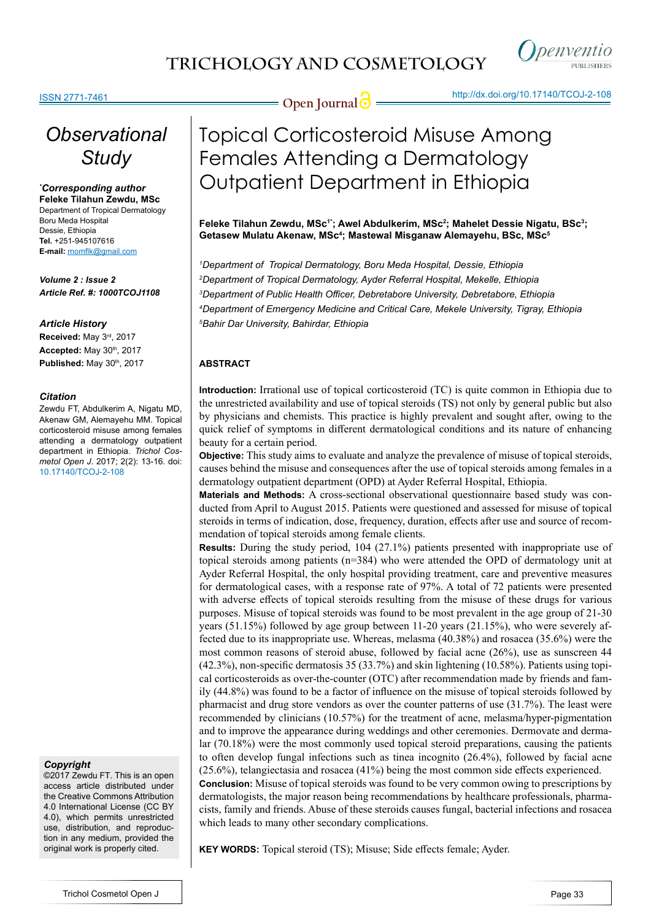*Observational Study*

**\*Corresponding author**
**Feleke Tilahun Zewdu, MSc**
Department of Tropical Dermatology
Boru Meda Hospital
Dessie, Ethiopia
**Tel.** +251-945107616
**E-mail:** momflk@gmail.com

***Volume 2 : Issue 2***
***Article Ref. #: 1000TCOJ1108***

***Article History***
**Received:** May 3rd, 2017
**Accepted:** May 30th, 2017
**Published:** May 30th, 2017

***Citation***
Zewdu FT, Abdulkerim A, Nigatu MD, Akenaw GM, Alemayehu MM. Topical corticosteroid misuse among females attending a dermatology outpatient department in Ethiopia. *Trichol Cosmetol Open J*. 2017; 2(2): 13-16. doi: 10.17140/TCOJ-2-108

***Copyright***
©2017 Zewdu FT. This is an open access article distributed under the Creative Commons Attribution 4.0 International License (CC BY 4.0), which permits unrestricted use, distribution, and reproduction in any medium, provided the original work is properly cited.

# Topical Corticosteroid Misuse Among Females Attending a Dermatology Outpatient Department in Ethiopia

**Feleke Tilahun Zewdu, MSc[1\*]; Awel Abdulkerim, MSc[2]; Mahelet Dessie Nigatu, BSc[3]; Getasew Mulatu Akenaw, MSc[4]; Mastewal Misganaw Alemayehu, BSc, MSc[5]**

[1]*Department of Tropical Dermatology, Boru Meda Hospital, Dessie, Ethiopia*
[2]*Department of Tropical Dermatology, Ayder Referral Hospital, Mekelle, Ethiopia*
[3]*Department of Public Health Officer, Debretabore University, Debretabore, Ethiopia*
[4]*Department of Emergency Medicine and Critical Care, Mekele University, Tigray, Ethiopia*
[5]*Bahir Dar University, Bahirdar, Ethiopia*

## ABSTRACT

**Introduction:** Irrational use of topical corticosteroid (TC) is quite common in Ethiopia due to the unrestricted availability and use of topical steroids (TS) not only by general public but also by physicians and chemists. This practice is highly prevalent and sought after, owing to the quick relief of symptoms in different dermatological conditions and its nature of enhancing beauty for a certain period.

**Objective:** This study aims to evaluate and analyze the prevalence of misuse of topical steroids, causes behind the misuse and consequences after the use of topical steroids among females in a dermatology outpatient department (OPD) at Ayder Referral Hospital, Ethiopia.

**Materials and Methods:** A cross-sectional observational questionnaire based study was conducted from April to August 2015. Patients were questioned and assessed for misuse of topical steroids in terms of indication, dose, frequency, duration, effects after use and source of recommendation of topical steroids among female clients.

**Results:** During the study period, 104 (27.1%) patients presented with inappropriate use of topical steroids among patients (n=384) who were attended the OPD of dermatology unit at Ayder Referral Hospital, the only hospital providing treatment, care and preventive measures for dermatological cases, with a response rate of 97%. A total of 72 patients were presented with adverse effects of topical steroids resulting from the misuse of these drugs for various purposes. Misuse of topical steroids was found to be most prevalent in the age group of 21-30 years (51.15%) followed by age group between 11-20 years (21.15%), who were severely affected due to its inappropriate use. Whereas, melasma (40.38%) and rosacea (35.6%) were the most common reasons of steroid abuse, followed by facial acne (26%), use as sunscreen 44 (42.3%), non-specific dermatosis 35 (33.7%) and skin lightening (10.58%). Patients using topical corticosteroids as over-the-counter (OTC) after recommendation made by friends and family (44.8%) was found to be a factor of influence on the misuse of topical steroids followed by pharmacist and drug store vendors as over the counter patterns of use (31.7%). The least were recommended by clinicians (10.57%) for the treatment of acne, melasma/hyper-pigmentation and to improve the appearance during weddings and other ceremonies. Dermovate and dermalar (70.18%) were the most commonly used topical steroid preparations, causing the patients to often develop fungal infections such as tinea incognito (26.4%), followed by facial acne (25.6%), telangiectasia and rosacea (41%) being the most common side effects experienced.

**Conclusion:** Misuse of topical steroids was found to be very common owing to prescriptions by dermatologists, the major reason being recommendations by healthcare professionals, pharmacists, family and friends. Abuse of these steroids causes fungal, bacterial infections and rosacea which leads to many other secondary complications.

**KEY WORDS:** Topical steroid (TS); Misuse; Side effects female; Ayder.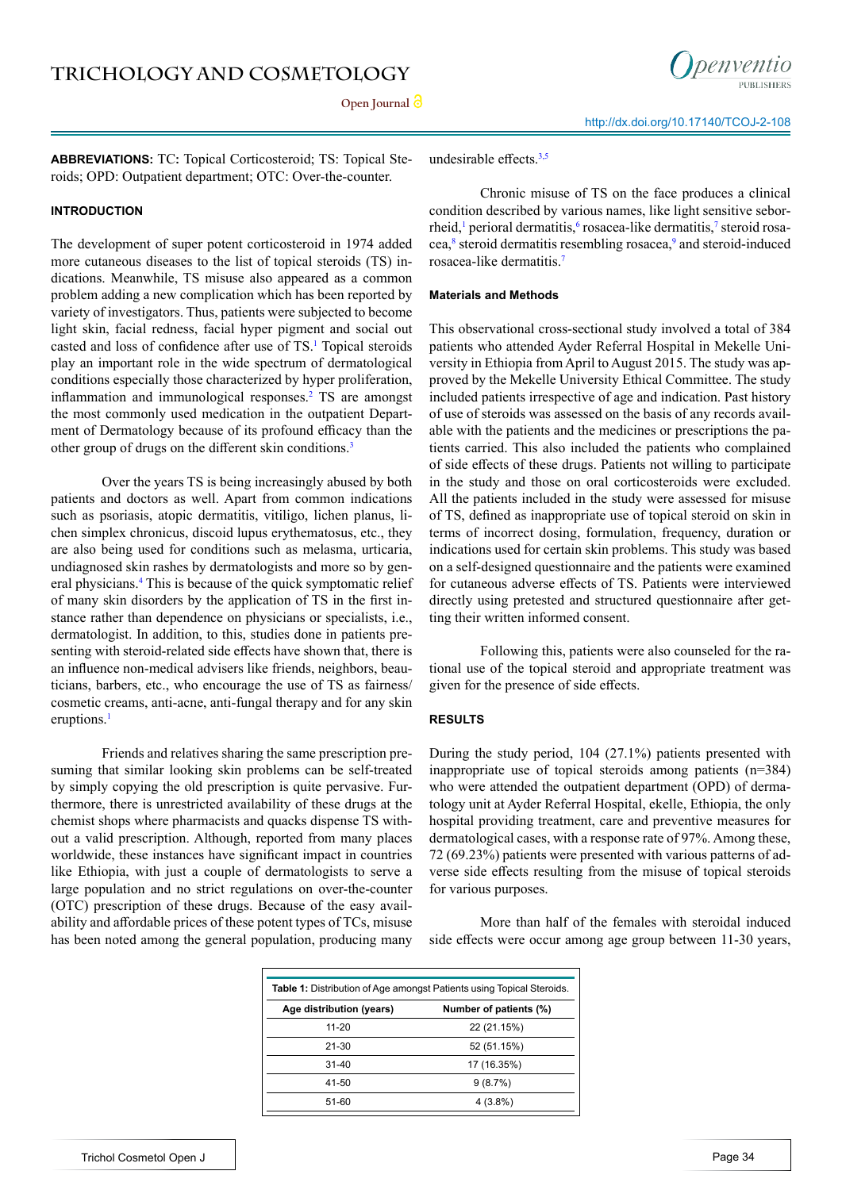**ABBREVIATIONS:** TC: Topical Corticosteroid; TS: Topical Steroids; OPD: Outpatient department; OTC: Over-the-counter.

## INTRODUCTION

The development of super potent corticosteroid in 1974 added more cutaneous diseases to the list of topical steroids (TS) indications. Meanwhile, TS misuse also appeared as a common problem adding a new complication which has been reported by variety of investigators. Thus, patients were subjected to become light skin, facial redness, facial hyper pigment and social out casted and loss of confidence after use of TS.[1] Topical steroids play an important role in the wide spectrum of dermatological conditions especially those characterized by hyper proliferation, inflammation and immunological responses.[2] TS are amongst the most commonly used medication in the outpatient Department of Dermatology because of its profound efficacy than the other group of drugs on the different skin conditions.[3]

Over the years TS is being increasingly abused by both patients and doctors as well. Apart from common indications such as psoriasis, atopic dermatitis, vitiligo, lichen planus, lichen simplex chronicus, discoid lupus erythematosus, etc., they are also being used for conditions such as melasma, urticaria, undiagnosed skin rashes by dermatologists and more so by general physicians.[4] This is because of the quick symptomatic relief of many skin disorders by the application of TS in the first instance rather than dependence on physicians or specialists, i.e., dermatologist. In addition, to this, studies done in patients presenting with steroid-related side effects have shown that, there is an influence non-medical advisers like friends, neighbors, beauticians, barbers, etc., who encourage the use of TS as fairness/cosmetic creams, anti-acne, anti-fungal therapy and for any skin eruptions.[1]

Friends and relatives sharing the same prescription presuming that similar looking skin problems can be self-treated by simply copying the old prescription is quite pervasive. Furthermore, there is unrestricted availability of these drugs at the chemist shops where pharmacists and quacks dispense TS without a valid prescription. Although, reported from many places worldwide, these instances have significant impact in countries like Ethiopia, with just a couple of dermatologists to serve a large population and no strict regulations on over-the-counter (OTC) prescription of these drugs. Because of the easy availability and affordable prices of these potent types of TCs, misuse has been noted among the general population, producing many undesirable effects.[3,5]

Chronic misuse of TS on the face produces a clinical condition described by various names, like light sensitive seborrheid,[1] perioral dermatitis,[6] rosacea-like dermatitis,[7] steroid rosacea,[8] steroid dermatitis resembling rosacea,[9] and steroid-induced rosacea-like dermatitis.[7]

### Materials and Methods

This observational cross-sectional study involved a total of 384 patients who attended Ayder Referral Hospital in Mekelle University in Ethiopia from April to August 2015. The study was approved by the Mekelle University Ethical Committee. The study included patients irrespective of age and indication. Past history of use of steroids was assessed on the basis of any records available with the patients and the medicines or prescriptions the patients carried. This also included the patients who complained of side effects of these drugs. Patients not willing to participate in the study and those on oral corticosteroids were excluded. All the patients included in the study were assessed for misuse of TS, defined as inappropriate use of topical steroid on skin in terms of incorrect dosing, formulation, frequency, duration or indications used for certain skin problems. This study was based on a self-designed questionnaire and the patients were examined for cutaneous adverse effects of TS. Patients were interviewed directly using pretested and structured questionnaire after getting their written informed consent.

Following this, patients were also counseled for the rational use of the topical steroid and appropriate treatment was given for the presence of side effects.

## RESULTS

During the study period, 104 (27.1%) patients presented with inappropriate use of topical steroids among patients (n=384) who were attended the outpatient department (OPD) of dermatology unit at Ayder Referral Hospital, ekelle, Ethiopia, the only hospital providing treatment, care and preventive measures for dermatological cases, with a response rate of 97%. Among these, 72 (69.23%) patients were presented with various patterns of adverse side effects resulting from the misuse of topical steroids for various purposes.

More than half of the females with steroidal induced side effects were occur among age group between 11-30 years,

**Table 1:** Distribution of Age amongst Patients using Topical Steroids.

| Age distribution (years) | Number of patients (%) |
|---|---|
| 11-20 | 22 (21.15%) |
| 21-30 | 52 (51.15%) |
| 31-40 | 17 (16.35%) |
| 41-50 | 9 (8.7%) |
| 51-60 | 4 (3.8%) |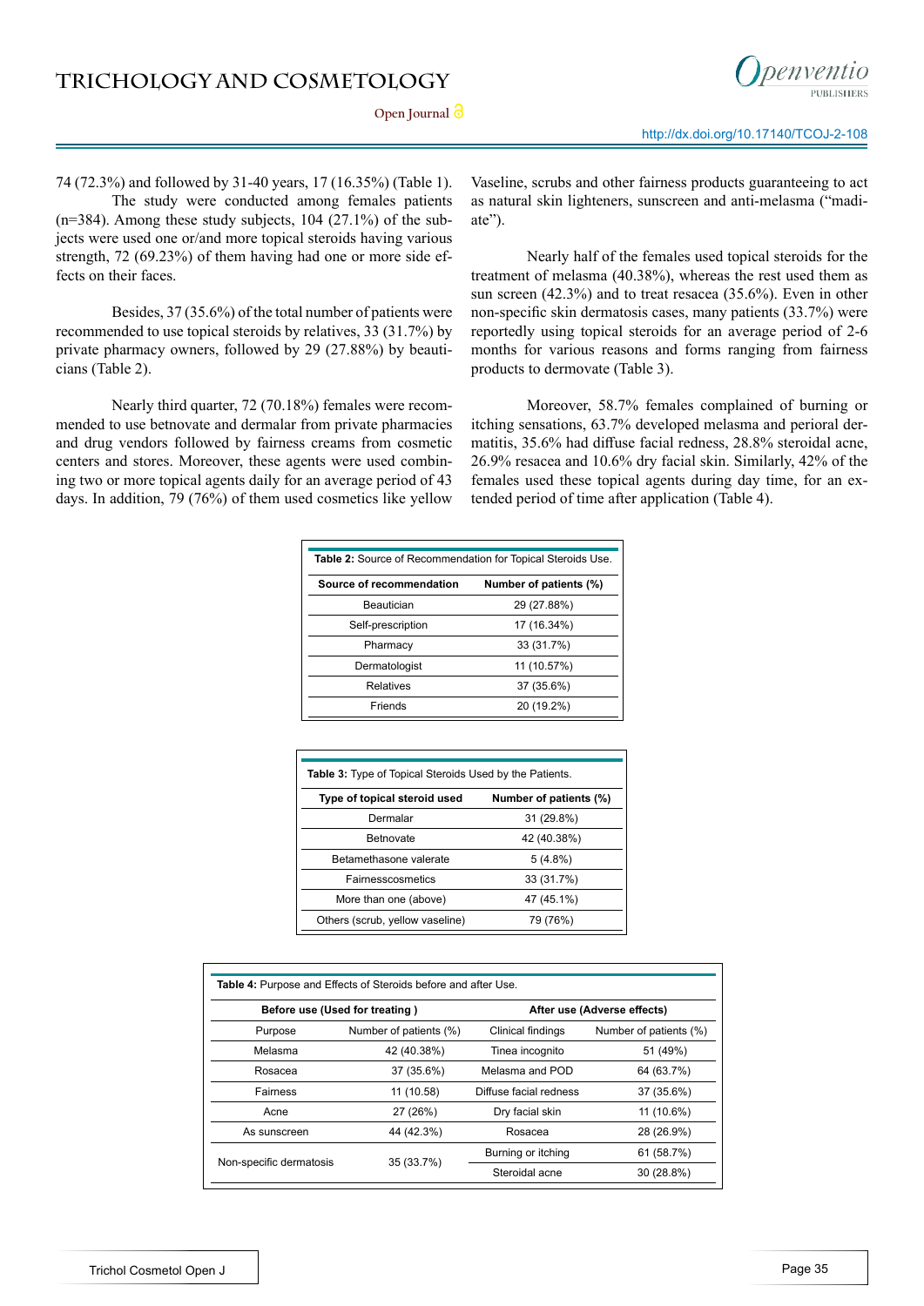74 (72.3%) and followed by 31-40 years, 17 (16.35%) (Table 1).

The study were conducted among females patients (n=384). Among these study subjects, 104 (27.1%) of the subjects were used one or/and more topical steroids having various strength, 72 (69.23%) of them having had one or more side effects on their faces.

Besides, 37 (35.6%) of the total number of patients were recommended to use topical steroids by relatives, 33 (31.7%) by private pharmacy owners, followed by 29 (27.88%) by beauticians (Table 2).

Nearly third quarter, 72 (70.18%) females were recommended to use betnovate and dermalar from private pharmacies and drug vendors followed by fairness creams from cosmetic centers and stores. Moreover, these agents were used combining two or more topical agents daily for an average period of 43 days. In addition, 79 (76%) of them used cosmetics like yellow Vaseline, scrubs and other fairness products guaranteeing to act as natural skin lighteners, sunscreen and anti-melasma ("madiate").

Nearly half of the females used topical steroids for the treatment of melasma (40.38%), whereas the rest used them as sun screen (42.3%) and to treat resacea (35.6%). Even in other non-specific skin dermatosis cases, many patients (33.7%) were reportedly using topical steroids for an average period of 2-6 months for various reasons and forms ranging from fairness products to dermovate (Table 3).

Moreover, 58.7% females complained of burning or itching sensations, 63.7% developed melasma and perioral dermatitis, 35.6% had diffuse facial redness, 28.8% steroidal acne, 26.9% resacea and 10.6% dry facial skin. Similarly, 42% of the females used these topical agents during day time, for an extended period of time after application (Table 4).

**Table 2:** Source of Recommendation for Topical Steroids Use.

| Source of recommendation | Number of patients (%) |
|---|---|
| Beautician | 29 (27.88%) |
| Self-prescription | 17 (16.34%) |
| Pharmacy | 33 (31.7%) |
| Dermatologist | 11 (10.57%) |
| Relatives | 37 (35.6%) |
| Friends | 20 (19.2%) |

**Table 3:** Type of Topical Steroids Used by the Patients.

| Type of topical steroid used | Number of patients (%) |
|---|---|
| Dermalar | 31 (29.8%) |
| Betnovate | 42 (40.38%) |
| Betamethasone valerate | 5 (4.8%) |
| Fairnesscosmetics | 33 (31.7%) |
| More than one (above) | 47 (45.1%) |
| Others (scrub, yellow vaseline) | 79 (76%) |

**Table 4:** Purpose and Effects of Steroids before and after Use.

| Before use (Used for treating ) | | After use (Adverse effects) | |
|---|---|---|---|
| Purpose | Number of patients (%) | Clinical findings | Number of patients (%) |
| Melasma | 42 (40.38%) | Tinea incognito | 51 (49%) |
| Rosacea | 37 (35.6%) | Melasma and POD | 64 (63.7%) |
| Fairness | 11 (10.58) | Diffuse facial redness | 37 (35.6%) |
| Acne | 27 (26%) | Dry facial skin | 11 (10.6%) |
| As sunscreen | 44 (42.3%) | Rosacea | 28 (26.9%) |
| Non-specific dermatosis | 35 (33.7%) | Burning or itching | 61 (58.7%) |
| | | Steroidal acne | 30 (28.8%) |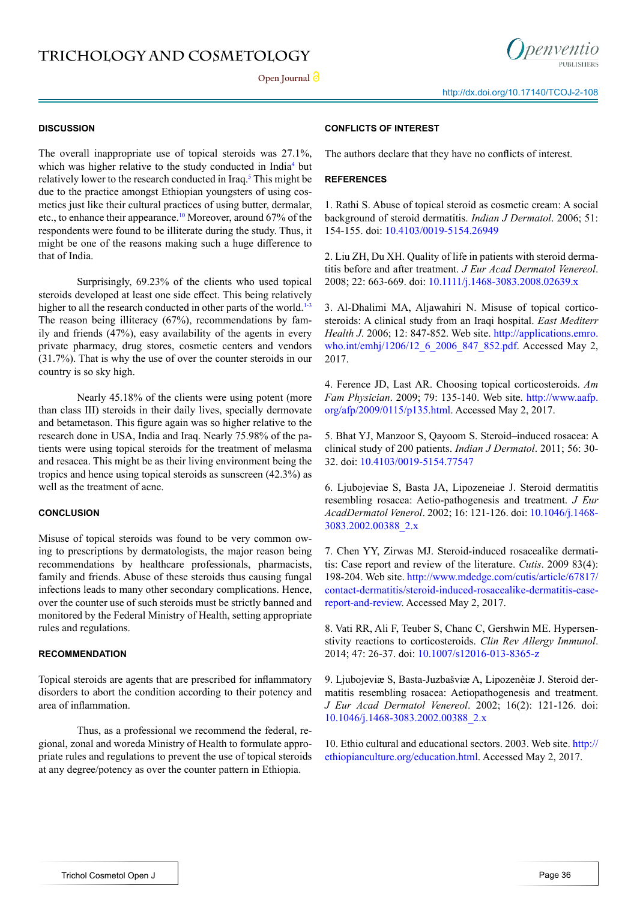## DISCUSSION

The overall inappropriate use of topical steroids was 27.1%, which was higher relative to the study conducted in India[4] but relatively lower to the research conducted in Iraq.[5] This might be due to the practice amongst Ethiopian youngsters of using cosmetics just like their cultural practices of using butter, dermalar, etc., to enhance their appearance.[10] Moreover, around 67% of the respondents were found to be illiterate during the study. Thus, it might be one of the reasons making such a huge difference to that of India.

Surprisingly, 69.23% of the clients who used topical steroids developed at least one side effect. This being relatively higher to all the research conducted in other parts of the world.[1-3] The reason being illiteracy (67%), recommendations by family and friends (47%), easy availability of the agents in every private pharmacy, drug stores, cosmetic centers and vendors (31.7%). That is why the use of over the counter steroids in our country is so sky high.

Nearly 45.18% of the clients were using potent (more than class III) steroids in their daily lives, specially dermovate and betametason. This figure again was so higher relative to the research done in USA, India and Iraq. Nearly 75.98% of the patients were using topical steroids for the treatment of melasma and resacea. This might be as their living environment being the tropics and hence using topical steroids as sunscreen (42.3%) as well as the treatment of acne.

## CONCLUSION

Misuse of topical steroids was found to be very common owing to prescriptions by dermatologists, the major reason being recommendations by healthcare professionals, pharmacists, family and friends. Abuse of these steroids thus causing fungal infections leads to many other secondary complications. Hence, over the counter use of such steroids must be strictly banned and monitored by the Federal Ministry of Health, setting appropriate rules and regulations.

## RECOMMENDATION

Topical steroids are agents that are prescribed for inflammatory disorders to abort the condition according to their potency and area of inflammation.

Thus, as a professional we recommend the federal, regional, zonal and woreda Ministry of Health to formulate appropriate rules and regulations to prevent the use of topical steroids at any degree/potency as over the counter pattern in Ethiopia.

## CONFLICTS OF INTEREST

The authors declare that they have no conflicts of interest.

## REFERENCES

1. Rathi S. Abuse of topical steroid as cosmetic cream: A social background of steroid dermatitis. *Indian J Dermatol*. 2006; 51: 154-155. doi: 10.4103/0019-5154.26949

2. Liu ZH, Du XH. Quality of life in patients with steroid dermatitis before and after treatment. *J Eur Acad Dermatol Venereol*. 2008; 22: 663-669. doi: 10.1111/j.1468-3083.2008.02639.x

3. Al-Dhalimi MA, Aljawahiri N. Misuse of topical corticosteroids: A clinical study from an Iraqi hospital. *East Mediterr Health J*. 2006; 12: 847-852. Web site. http://applications.emro.who.int/emhj/1206/12_6_2006_847_852.pdf. Accessed May 2, 2017.

4. Ference JD, Last AR. Choosing topical corticosteroids. *Am Fam Physician*. 2009; 79: 135-140. Web site. http://www.aafp.org/afp/2009/0115/p135.html. Accessed May 2, 2017.

5. Bhat YJ, Manzoor S, Qayoom S. Steroid–induced rosacea: A clinical study of 200 patients. *Indian J Dermatol*. 2011; 56: 30-32. doi: 10.4103/0019-5154.77547

6. Ljubojeviae S, Basta JA, Lipozeneiae J. Steroid dermatitis resembling rosacea: Aetio-pathogenesis and treatment. *J Eur AcadDermatol Venerol*. 2002; 16: 121-126. doi: 10.1046/j.1468-3083.2002.00388_2.x

7. Chen YY, Zirwas MJ. Steroid-induced rosacealike dermatitis: Case report and review of the literature. *Cutis*. 2009 83(4): 198-204. Web site. http://www.mdedge.com/cutis/article/67817/contact-dermatitis/steroid-induced-rosacealike-dermatitis-case-report-and-review. Accessed May 2, 2017.

8. Vati RR, Ali F, Teuber S, Chanc C, Gershwin ME. Hypersenstivity reactions to corticosteroids. *Clin Rev Allergy Immunol*. 2014; 47: 26-37. doi: 10.1007/s12016-013-8365-z

9. Ljubojeviæ S, Basta-Juzbašviæ A, Lipozenèiæ J. Steroid dermatitis resembling rosacea: Aetiopathogenesis and treatment. *J Eur Acad Dermatol Venereol*. 2002; 16(2): 121-126. doi: 10.1046/j.1468-3083.2002.00388_2.x

10. Ethio cultural and educational sectors. 2003. Web site. http://ethiopianculture.org/education.html. Accessed May 2, 2017.